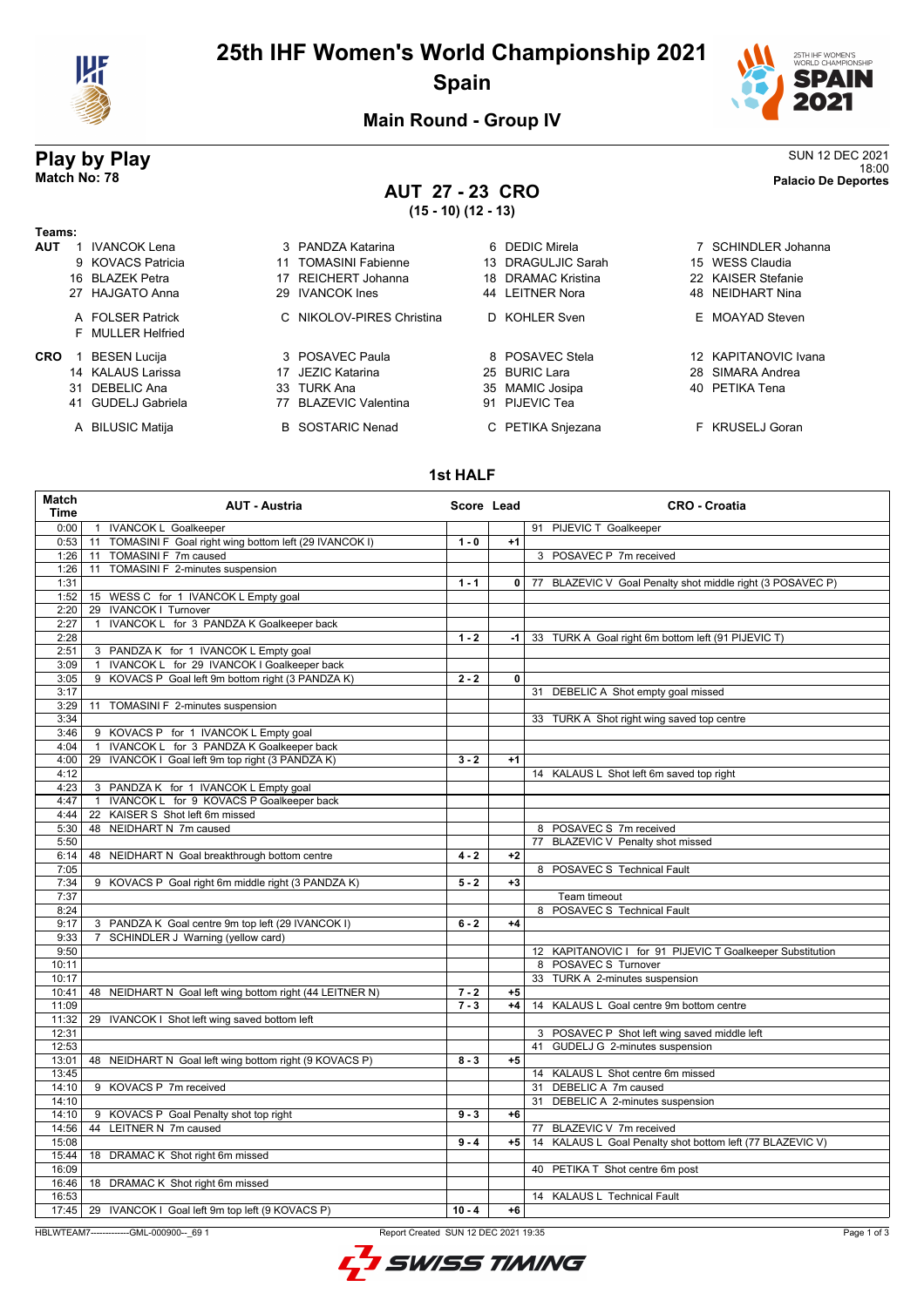# 25th IHF Women's World Championship 2021

## Spain

### Main Round - Group IV

**Play by Play**
**Match No: 78**

SUN 12 DEC 2021
18:00
**Palacio De Deportes**

## AUT 27 - 23 CRO

**(15 - 10) (12 - 13)**

**Teams:**

**AUT**
1 IVANCOK Lena, 3 PANDZA Katarina, 6 DEDIC Mirela, 7 SCHINDLER Johanna, 9 KOVACS Patricia, 11 TOMASINI Fabienne, 13 DRAGULJIC Sarah, 15 WESS Claudia, 16 BLAZEK Petra, 17 REICHERT Johanna, 18 DRAMAC Kristina, 22 KAISER Stefanie, 27 HAJGATO Anna, 29 IVANCOK Ines, 44 LEITNER Nora, 48 NEIDHART Nina

A FOLSER Patrick, C NIKOLOV-PIRES Christina, D KOHLER Sven, E MOAYAD Steven, F MULLER Helfried

**CRO**
1 BESEN Lucija, 3 POSAVEC Paula, 8 POSAVEC Stela, 12 KAPITANOVIC Ivana, 14 KALAUS Larissa, 17 JEZIC Katarina, 25 BURIC Lara, 28 SIMARA Andrea, 31 DEBELIC Ana, 33 TURK Ana, 35 MAMIC Josipa, 40 PETIKA Tena, 41 GUDELJ Gabriela, 77 BLAZEVIC Valentina, 91 PIJEVIC Tea

A BILUSIC Matija, B SOSTARIC Nenad, C PETIKA Snjezana, F KRUSELJ Goran

### 1st HALF

| Match Time | AUT - Austria | Score | Lead | CRO - Croatia |
|---|---|---|---|---|
| 0:00 | 1 IVANCOK L Goalkeeper | | | 91 PIJEVIC T Goalkeeper |
| 0:53 | 11 TOMASINI F Goal right wing bottom left (29 IVANCOK I) | 1 - 0 | +1 | |
| 1:26 | 11 TOMASINI F 7m caused | | | 3 POSAVEC P 7m received |
| 1:26 | 11 TOMASINI F 2-minutes suspension | | | |
| 1:31 | | 1 - 1 | 0 | 77 BLAZEVIC V Goal Penalty shot middle right (3 POSAVEC P) |
| 1:52 | 15 WESS C for 1 IVANCOK L Empty goal | | | |
| 2:20 | 29 IVANCOK I Turnover | | | |
| 2:27 | 1 IVANCOK L for 3 PANDZA K Goalkeeper back | | | |
| 2:28 | | 1 - 2 | -1 | 33 TURK A Goal right 6m bottom left (91 PIJEVIC T) |
| 2:51 | 3 PANDZA K for 1 IVANCOK L Empty goal | | | |
| 3:09 | 1 IVANCOK L for 29 IVANCOK I Goalkeeper back | | | |
| 3:05 | 9 KOVACS P Goal left 9m bottom right (3 PANDZA K) | 2 - 2 | 0 | |
| 3:17 | | | | 31 DEBELIC A Shot empty goal missed |
| 3:29 | 11 TOMASINI F 2-minutes suspension | | | |
| 3:34 | | | | 33 TURK A Shot right wing saved top centre |
| 3:46 | 9 KOVACS P for 1 IVANCOK L Empty goal | | | |
| 4:04 | 1 IVANCOK L for 3 PANDZA K Goalkeeper back | | | |
| 4:00 | 29 IVANCOK I Goal left 9m top right (3 PANDZA K) | 3 - 2 | +1 | |
| 4:12 | | | | 14 KALAUS L Shot left 6m saved top right |
| 4:23 | 3 PANDZA K for 1 IVANCOK L Empty goal | | | |
| 4:47 | 1 IVANCOK L for 9 KOVACS P Goalkeeper back | | | |
| 4:44 | 22 KAISER S Shot left 6m missed | | | |
| 5:30 | 48 NEIDHART N 7m caused | | | 8 POSAVEC S 7m received |
| 5:50 | | | | 77 BLAZEVIC V Penalty shot missed |
| 6:14 | 48 NEIDHART N Goal breakthrough bottom centre | 4 - 2 | +2 | |
| 7:05 | | | | 8 POSAVEC S Technical Fault |
| 7:34 | 9 KOVACS P Goal right 6m middle right (3 PANDZA K) | 5 - 2 | +3 | |
| 7:37 | | | | Team timeout |
| 8:24 | | | | 8 POSAVEC S Technical Fault |
| 9:17 | 3 PANDZA K Goal centre 9m top left (29 IVANCOK I) | 6 - 2 | +4 | |
| 9:33 | 7 SCHINDLER J Warning (yellow card) | | | |
| 9:50 | | | | 12 KAPITANOVIC I for 91 PIJEVIC T Goalkeeper Substitution |
| 10:11 | | | | 8 POSAVEC S Turnover |
| 10:17 | | | | 33 TURK A 2-minutes suspension |
| 10:41 | 48 NEIDHART N Goal left wing bottom right (44 LEITNER N) | 7 - 2 | +5 | |
| 11:09 | | 7 - 3 | +4 | 14 KALAUS L Goal centre 9m bottom centre |
| 11:32 | 29 IVANCOK I Shot left wing saved bottom left | | | |
| 12:31 | | | | 3 POSAVEC P Shot left wing saved middle left |
| 12:53 | | | | 41 GUDELJ G 2-minutes suspension |
| 13:01 | 48 NEIDHART N Goal left wing bottom right (9 KOVACS P) | 8 - 3 | +5 | |
| 13:45 | | | | 14 KALAUS L Shot centre 6m missed |
| 14:10 | 9 KOVACS P 7m received | | | 31 DEBELIC A 7m caused |
| 14:10 | | | | 31 DEBELIC A 2-minutes suspension |
| 14:10 | 9 KOVACS P Goal Penalty shot top right | 9 - 3 | +6 | |
| 14:56 | 44 LEITNER N 7m caused | | | 77 BLAZEVIC V 7m received |
| 15:08 | | 9 - 4 | +5 | 14 KALAUS L Goal Penalty shot bottom left (77 BLAZEVIC V) |
| 15:44 | 18 DRAMAC K Shot right 6m missed | | | |
| 16:09 | | | | 40 PETIKA T Shot centre 6m post |
| 16:46 | 18 DRAMAC K Shot right 6m missed | | | |
| 16:53 | | | | 14 KALAUS L Technical Fault |
| 17:45 | 29 IVANCOK I Goal left 9m top left (9 KOVACS P) | 10 - 4 | +6 | |

HBLWTEAM7-------------GML-000900--_69 1 Report Created SUN 12 DEC 2021 19:35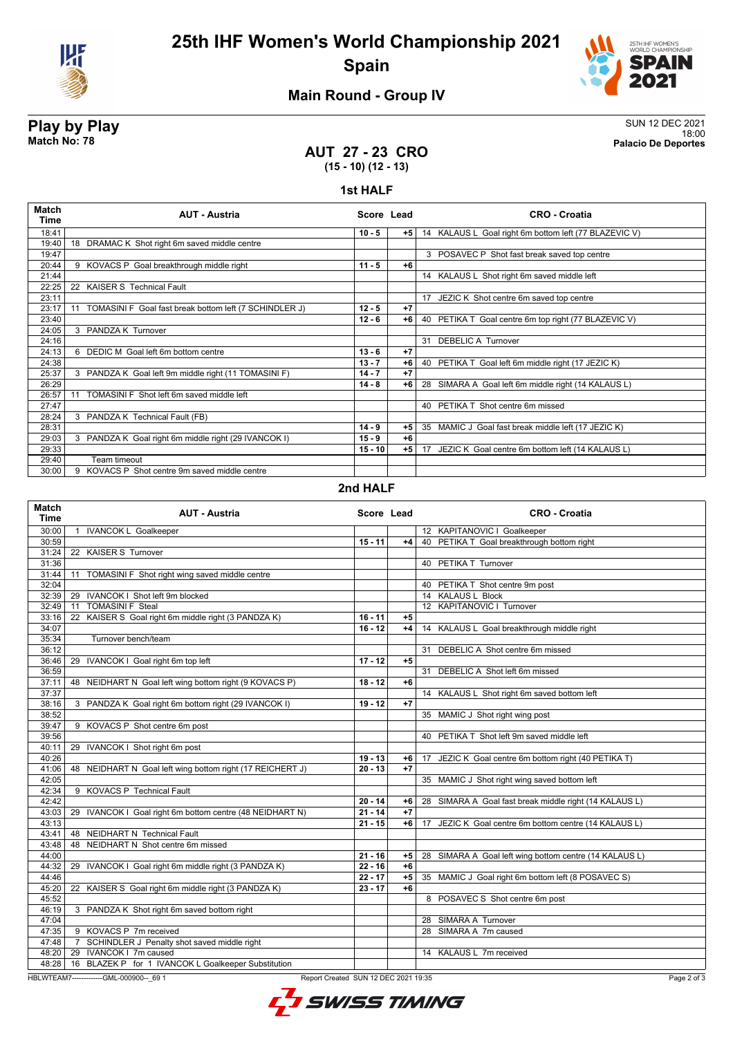# 25th IHF Women's World Championship 2021

## Spain

### Main Round - Group IV

**Play by Play**
**Match No: 78**

SUN 12 DEC 2021
18:00
**Palacio De Deportes**

## AUT 27 - 23 CRO
**(15 - 10) (12 - 13)**

### 1st HALF

| Match Time | AUT - Austria | Score | Lead | CRO - Croatia |
|---|---|---|---|---|
| 18:41 | | 10 - 5 | +5 | 14 KALAUS L Goal right 6m bottom left (77 BLAZEVIC V) |
| 19:40 | 18 DRAMAC K Shot right 6m saved middle centre | | | |
| 19:47 | | | | 3 POSAVEC P Shot fast break saved top centre |
| 20:44 | 9 KOVACS P Goal breakthrough middle right | 11 - 5 | +6 | |
| 21:44 | | | | 14 KALAUS L Shot right 6m saved middle left |
| 22:25 | 22 KAISER S Technical Fault | | | |
| 23:11 | | | | 17 JEZIC K Shot centre 6m saved top centre |
| 23:17 | 11 TOMASINI F Goal fast break bottom left (7 SCHINDLER J) | 12 - 5 | +7 | |
| 23:40 | | 12 - 6 | +6 | 40 PETIKA T Goal centre 6m top right (77 BLAZEVIC V) |
| 24:05 | 3 PANDZA K Turnover | | | |
| 24:16 | | | | 31 DEBELIC A Turnover |
| 24:13 | 6 DEDIC M Goal left 6m bottom centre | 13 - 6 | +7 | |
| 24:38 | | 13 - 7 | +6 | 40 PETIKA T Goal left 6m middle right (17 JEZIC K) |
| 25:37 | 3 PANDZA K Goal left 9m middle right (11 TOMASINI F) | 14 - 7 | +7 | |
| 26:29 | | 14 - 8 | +6 | 28 SIMARA A Goal left 6m middle right (14 KALAUS L) |
| 26:57 | 11 TOMASINI F Shot left 6m saved middle left | | | |
| 27:47 | | | | 40 PETIKA T Shot centre 6m missed |
| 28:24 | 3 PANDZA K Technical Fault (FB) | | | |
| 28:31 | | 14 - 9 | +5 | 35 MAMIC J Goal fast break middle left (17 JEZIC K) |
| 29:03 | 3 PANDZA K Goal right 6m middle right (29 IVANCOK I) | 15 - 9 | +6 | |
| 29:33 | | 15 - 10 | +5 | 17 JEZIC K Goal centre 6m bottom left (14 KALAUS L) |
| 29:40 | Team timeout | | | |
| 30:00 | 9 KOVACS P Shot centre 9m saved middle centre | | | |

### 2nd HALF

| Match Time | AUT - Austria | Score | Lead | CRO - Croatia |
|---|---|---|---|---|
| 30:00 | 1 IVANCOK L Goalkeeper | | | 12 KAPITANOVIC I Goalkeeper |
| 30:59 | | 15 - 11 | +4 | 40 PETIKA T Goal breakthrough bottom right |
| 31:24 | 22 KAISER S Turnover | | | |
| 31:36 | | | | 40 PETIKA T Turnover |
| 31:44 | 11 TOMASINI F Shot right wing saved middle centre | | | |
| 32:04 | | | | 40 PETIKA T Shot centre 9m post |
| 32:39 | 29 IVANCOK I Shot left 9m blocked | | | 14 KALAUS L Block |
| 32:49 | 11 TOMASINI F Steal | | | 12 KAPITANOVIC I Turnover |
| 33:16 | 22 KAISER S Goal right 6m middle right (3 PANDZA K) | 16 - 11 | +5 | |
| 34:07 | | 16 - 12 | +4 | 14 KALAUS L Goal breakthrough middle right |
| 35:34 | Turnover bench/team | | | |
| 36:12 | | | | 31 DEBELIC A Shot centre 6m missed |
| 36:46 | 29 IVANCOK I Goal right 6m top left | 17 - 12 | +5 | |
| 36:59 | | | | 31 DEBELIC A Shot left 6m missed |
| 37:11 | 48 NEIDHART N Goal left wing bottom right (9 KOVACS P) | 18 - 12 | +6 | |
| 37:37 | | | | 14 KALAUS L Shot right 6m saved bottom left |
| 38:16 | 3 PANDZA K Goal right 6m bottom right (29 IVANCOK I) | 19 - 12 | +7 | |
| 38:52 | | | | 35 MAMIC J Shot right wing post |
| 39:47 | 9 KOVACS P Shot centre 6m post | | | |
| 39:56 | | | | 40 PETIKA T Shot left 9m saved middle left |
| 40:11 | 29 IVANCOK I Shot right 6m post | | | |
| 40:26 | | 19 - 13 | +6 | 17 JEZIC K Goal centre 6m bottom right (40 PETIKA T) |
| 41:06 | 48 NEIDHART N Goal left wing bottom right (17 REICHERT J) | 20 - 13 | +7 | |
| 42:05 | | | | 35 MAMIC J Shot right wing saved bottom left |
| 42:34 | 9 KOVACS P Technical Fault | | | |
| 42:42 | | 20 - 14 | +6 | 28 SIMARA A Goal fast break middle right (14 KALAUS L) |
| 43:03 | 29 IVANCOK I Goal right 6m bottom centre (48 NEIDHART N) | 21 - 14 | +7 | |
| 43:13 | | 21 - 15 | +6 | 17 JEZIC K Goal centre 6m bottom centre (14 KALAUS L) |
| 43:41 | 48 NEIDHART N Technical Fault | | | |
| 43:48 | 48 NEIDHART N Shot centre 6m missed | | | |
| 44:00 | | 21 - 16 | +5 | 28 SIMARA A Goal left wing bottom centre (14 KALAUS L) |
| 44:32 | 29 IVANCOK I Goal right 6m middle right (3 PANDZA K) | 22 - 16 | +6 | |
| 44:46 | | 22 - 17 | +5 | 35 MAMIC J Goal right 6m bottom left (8 POSAVEC S) |
| 45:20 | 22 KAISER S Goal right 6m middle right (3 PANDZA K) | 23 - 17 | +6 | |
| 45:52 | | | | 8 POSAVEC S Shot centre 6m post |
| 46:19 | 3 PANDZA K Shot right 6m saved bottom right | | | |
| 47:04 | | | | 28 SIMARA A Turnover |
| 47:35 | 9 KOVACS P 7m received | | | 28 SIMARA A 7m caused |
| 47:48 | 7 SCHINDLER J Penalty shot saved middle right | | | |
| 48:20 | 29 IVANCOK I 7m caused | | | 14 KALAUS L 7m received |
| 48:28 | 16 BLAZEK P for 1 IVANCOK L Goalkeeper Substitution | | | |

HBLWTEAM7-------------GML-000900--_69 1 Report Created SUN 12 DEC 2021 19:35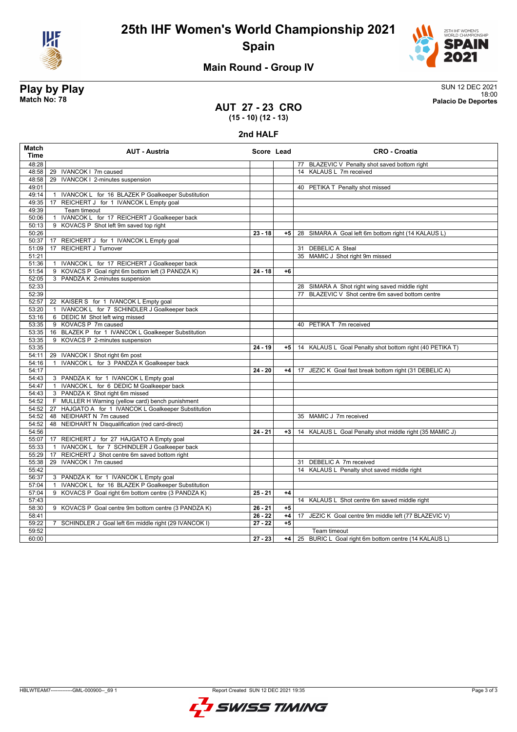# 25th IHF Women's World Championship 2021

## Spain

### Main Round - Group IV

**Play by Play**
**Match No: 78**

SUN 12 DEC 2021
18:00
**Palacio De Deportes**

## AUT 27 - 23 CRO
**(15 - 10) (12 - 13)**

### 2nd HALF

| Match Time | AUT - Austria | Score | Lead | CRO - Croatia |
|---|---|---|---|---|
| 48:28 | | | | 77 BLAZEVIC V Penalty shot saved bottom right |
| 48:58 | 29 IVANCOK I 7m caused | | | 14 KALAUS L 7m received |
| 48:58 | 29 IVANCOK I 2-minutes suspension | | | |
| 49:01 | | | | 40 PETIKA T Penalty shot missed |
| 49:14 | 1 IVANCOK L for 16 BLAZEK P Goalkeeper Substitution | | | |
| 49:35 | 17 REICHERT J for 1 IVANCOK L Empty goal | | | |
| 49:39 | Team timeout | | | |
| 50:06 | 1 IVANCOK L for 17 REICHERT J Goalkeeper back | | | |
| 50:13 | 9 KOVACS P Shot left 9m saved top right | | | |
| 50:26 | | 23 - 18 | +5 | 28 SIMARA A Goal left 6m bottom right (14 KALAUS L) |
| 50:37 | 17 REICHERT J for 1 IVANCOK L Empty goal | | | |
| 51:09 | 17 REICHERT J Turnover | | | 31 DEBELIC A Steal |
| 51:21 | | | | 35 MAMIC J Shot right 9m missed |
| 51:36 | 1 IVANCOK L for 17 REICHERT J Goalkeeper back | | | |
| 51:54 | 9 KOVACS P Goal right 6m bottom left (3 PANDZA K) | 24 - 18 | +6 | |
| 52:05 | 3 PANDZA K 2-minutes suspension | | | |
| 52:33 | | | | 28 SIMARA A Shot right wing saved middle right |
| 52:39 | | | | 77 BLAZEVIC V Shot centre 6m saved bottom centre |
| 52:57 | 22 KAISER S for 1 IVANCOK L Empty goal | | | |
| 53:20 | 1 IVANCOK L for 7 SCHINDLER J Goalkeeper back | | | |
| 53:16 | 6 DEDIC M Shot left wing missed | | | |
| 53:35 | 9 KOVACS P 7m caused | | | 40 PETIKA T 7m received |
| 53:35 | 16 BLAZEK P for 1 IVANCOK L Goalkeeper Substitution | | | |
| 53:35 | 9 KOVACS P 2-minutes suspension | | | |
| 53:35 | | 24 - 19 | +5 | 14 KALAUS L Goal Penalty shot bottom right (40 PETIKA T) |
| 54:11 | 29 IVANCOK I Shot right 6m post | | | |
| 54:16 | 1 IVANCOK L for 3 PANDZA K Goalkeeper back | | | |
| 54:17 | | 24 - 20 | +4 | 17 JEZIC K Goal fast break bottom right (31 DEBELIC A) |
| 54:43 | 3 PANDZA K for 1 IVANCOK L Empty goal | | | |
| 54:47 | 1 IVANCOK L for 6 DEDIC M Goalkeeper back | | | |
| 54:43 | 3 PANDZA K Shot right 6m missed | | | |
| 54:52 | F MULLER H Warning (yellow card) bench punishment | | | |
| 54:52 | 27 HAJGATO A for 1 IVANCOK L Goalkeeper Substitution | | | |
| 54:52 | 48 NEIDHART N 7m caused | | | 35 MAMIC J 7m received |
| 54:52 | 48 NEIDHART N Disqualification (red card-direct) | | | |
| 54:56 | | 24 - 21 | +3 | 14 KALAUS L Goal Penalty shot middle right (35 MAMIC J) |
| 55:07 | 17 REICHERT J for 27 HAJGATO A Empty goal | | | |
| 55:33 | 1 IVANCOK L for 7 SCHINDLER J Goalkeeper back | | | |
| 55:29 | 17 REICHERT J Shot centre 6m saved bottom right | | | |
| 55:38 | 29 IVANCOK I 7m caused | | | 31 DEBELIC A 7m received |
| 55:42 | | | | 14 KALAUS L Penalty shot saved middle right |
| 56:37 | 3 PANDZA K for 1 IVANCOK L Empty goal | | | |
| 57:04 | 1 IVANCOK L for 16 BLAZEK P Goalkeeper Substitution | | | |
| 57:04 | 9 KOVACS P Goal right 6m bottom centre (3 PANDZA K) | 25 - 21 | +4 | |
| 57:43 | | | | 14 KALAUS L Shot centre 6m saved middle right |
| 58:30 | 9 KOVACS P Goal centre 9m bottom centre (3 PANDZA K) | 26 - 21 | +5 | |
| 58:41 | | 26 - 22 | +4 | 17 JEZIC K Goal centre 9m middle left (77 BLAZEVIC V) |
| 59:22 | 7 SCHINDLER J Goal left 6m middle right (29 IVANCOK I) | 27 - 22 | +5 | |
| 59:52 | | | | Team timeout |
| 60:00 | | 27 - 23 | +4 | 25 BURIC L Goal right 6m bottom centre (14 KALAUS L) |

HBLWTEAM7-------------GML-000900--_69 1 Report Created SUN 12 DEC 2021 19:35